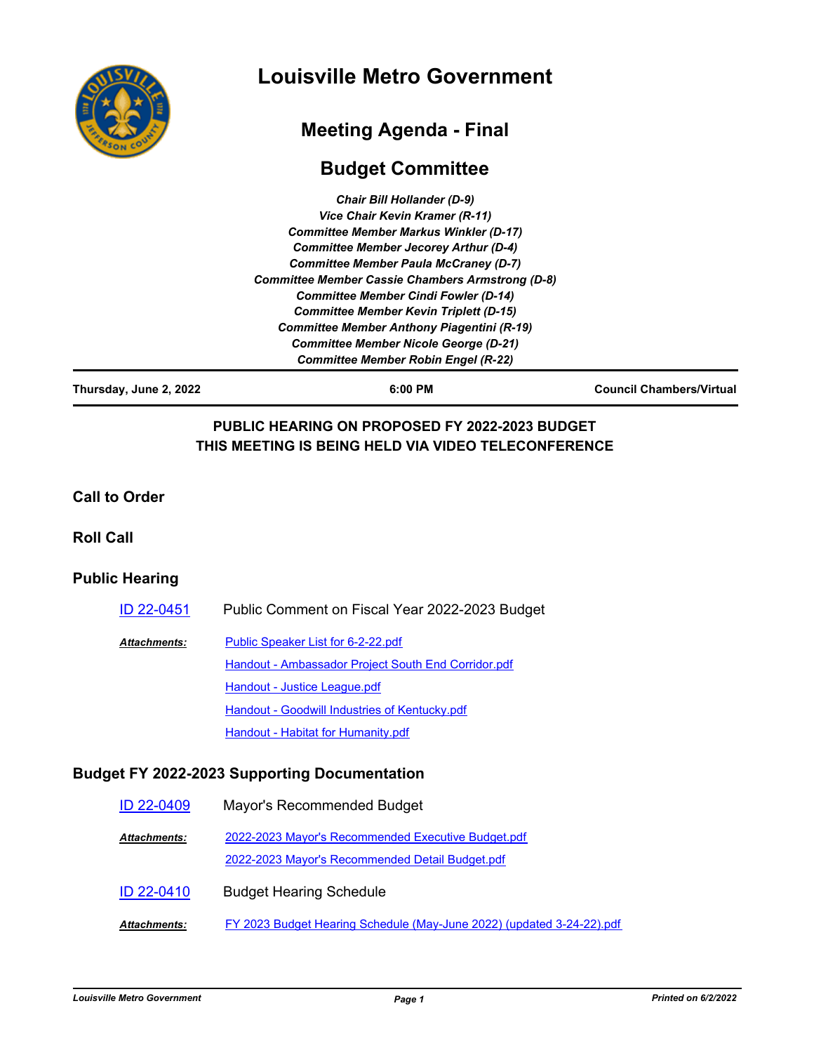# Louisville Metro Government

## Meeting Agenda - Final

## Budget Committee

*Chair Bill Hollander (D-9)*
*Vice Chair Kevin Kramer (R-11)*
*Committee Member Markus Winkler (D-17)*
*Committee Member Jecorey Arthur (D-4)*
*Committee Member Paula McCraney (D-7)*
*Committee Member Cassie Chambers Armstrong (D-8)*
*Committee Member Cindi Fowler (D-14)*
*Committee Member Kevin Triplett (D-15)*
*Committee Member Anthony Piagentini (R-19)*
*Committee Member Nicole George (D-21)*
*Committee Member Robin Engel (R-22)*

---

**Thursday, June 2, 2022** | **6:00 PM** | **Council Chambers/Virtual**

---

**PUBLIC HEARING ON PROPOSED FY 2022-2023 BUDGET**
**THIS MEETING IS BEING HELD VIA VIDEO TELECONFERENCE**

### Call to Order

### Roll Call

### Public Hearing

ID 22-0451 — Public Comment on Fiscal Year 2022-2023 Budget

***Attachments:***
- Public Speaker List for 6-2-22.pdf
- Handout - Ambassador Project South End Corridor.pdf
- Handout - Justice League.pdf
- Handout - Goodwill Industries of Kentucky.pdf
- Handout - Habitat for Humanity.pdf

### Budget FY 2022-2023 Supporting Documentation

ID 22-0409 — Mayor's Recommended Budget

***Attachments:***
- 2022-2023 Mayor's Recommended Executive Budget.pdf
- 2022-2023 Mayor's Recommended Detail Budget.pdf

ID 22-0410 — Budget Hearing Schedule

***Attachments:***
- FY 2023 Budget Hearing Schedule (May-June 2022) (updated 3-24-22).pdf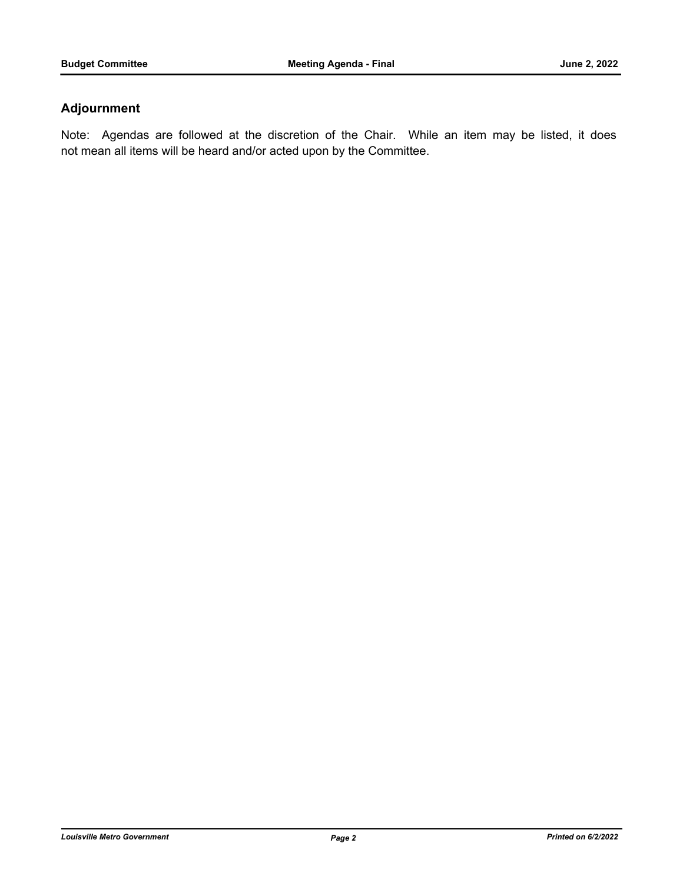## Adjournment

Note: Agendas are followed at the discretion of the Chair. While an item may be listed, it does not mean all items will be heard and/or acted upon by the Committee.